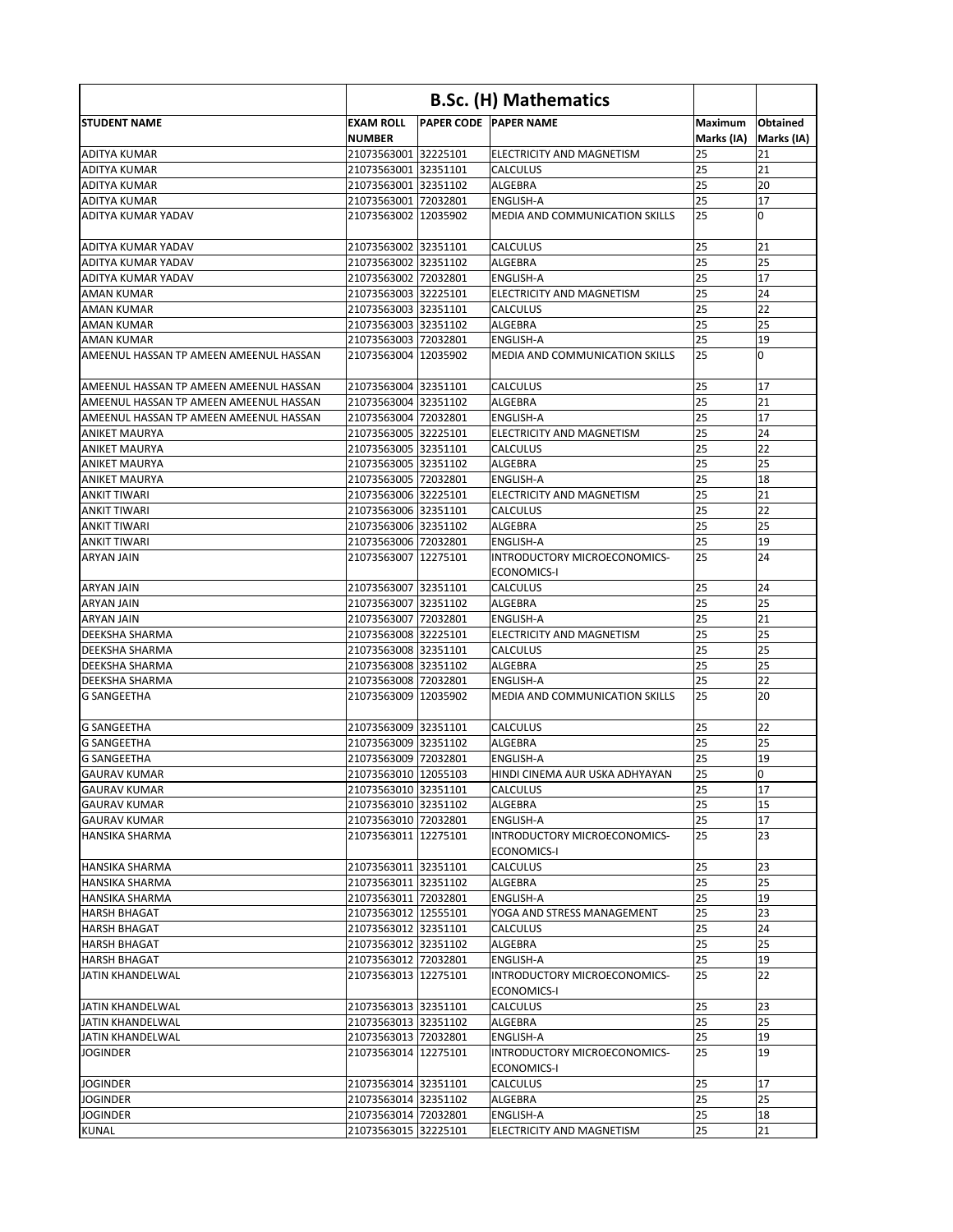| | B.Sc. (H) Mathematics | | | | |
|---|---|---|---|---|---|
| **STUDENT NAME** | **EXAM ROLL NUMBER** | **PAPER CODE** | **PAPER NAME** | **Maximum Marks (IA)** | **Obtained Marks (IA)** |
| ADITYA KUMAR | 21073563001 | 32225101 | ELECTRICITY AND MAGNETISM | 25 | 21 |
| ADITYA KUMAR | 21073563001 | 32351101 | CALCULUS | 25 | 21 |
| ADITYA KUMAR | 21073563001 | 32351102 | ALGEBRA | 25 | 20 |
| ADITYA KUMAR | 21073563001 | 72032801 | ENGLISH-A | 25 | 17 |
| ADITYA KUMAR YADAV | 21073563002 | 12035902 | MEDIA AND COMMUNICATION SKILLS | 25 | 0 |
| ADITYA KUMAR YADAV | 21073563002 | 32351101 | CALCULUS | 25 | 21 |
| ADITYA KUMAR YADAV | 21073563002 | 32351102 | ALGEBRA | 25 | 25 |
| ADITYA KUMAR YADAV | 21073563002 | 72032801 | ENGLISH-A | 25 | 17 |
| AMAN KUMAR | 21073563003 | 32225101 | ELECTRICITY AND MAGNETISM | 25 | 24 |
| AMAN KUMAR | 21073563003 | 32351101 | CALCULUS | 25 | 22 |
| AMAN KUMAR | 21073563003 | 32351102 | ALGEBRA | 25 | 25 |
| AMAN KUMAR | 21073563003 | 72032801 | ENGLISH-A | 25 | 19 |
| AMEENUL HASSAN TP AMEEN AMEENUL HASSAN | 21073563004 | 12035902 | MEDIA AND COMMUNICATION SKILLS | 25 | 0 |
| AMEENUL HASSAN TP AMEEN AMEENUL HASSAN | 21073563004 | 32351101 | CALCULUS | 25 | 17 |
| AMEENUL HASSAN TP AMEEN AMEENUL HASSAN | 21073563004 | 32351102 | ALGEBRA | 25 | 21 |
| AMEENUL HASSAN TP AMEEN AMEENUL HASSAN | 21073563004 | 72032801 | ENGLISH-A | 25 | 17 |
| ANIKET MAURYA | 21073563005 | 32225101 | ELECTRICITY AND MAGNETISM | 25 | 24 |
| ANIKET MAURYA | 21073563005 | 32351101 | CALCULUS | 25 | 22 |
| ANIKET MAURYA | 21073563005 | 32351102 | ALGEBRA | 25 | 25 |
| ANIKET MAURYA | 21073563005 | 72032801 | ENGLISH-A | 25 | 18 |
| ANKIT TIWARI | 21073563006 | 32225101 | ELECTRICITY AND MAGNETISM | 25 | 21 |
| ANKIT TIWARI | 21073563006 | 32351101 | CALCULUS | 25 | 22 |
| ANKIT TIWARI | 21073563006 | 32351102 | ALGEBRA | 25 | 25 |
| ANKIT TIWARI | 21073563006 | 72032801 | ENGLISH-A | 25 | 19 |
| ARYAN JAIN | 21073563007 | 12275101 | INTRODUCTORY MICROECONOMICS-ECONOMICS-I | 25 | 24 |
| ARYAN JAIN | 21073563007 | 32351101 | CALCULUS | 25 | 24 |
| ARYAN JAIN | 21073563007 | 32351102 | ALGEBRA | 25 | 25 |
| ARYAN JAIN | 21073563007 | 72032801 | ENGLISH-A | 25 | 21 |
| DEEKSHA SHARMA | 21073563008 | 32225101 | ELECTRICITY AND MAGNETISM | 25 | 25 |
| DEEKSHA SHARMA | 21073563008 | 32351101 | CALCULUS | 25 | 25 |
| DEEKSHA SHARMA | 21073563008 | 32351102 | ALGEBRA | 25 | 25 |
| DEEKSHA SHARMA | 21073563008 | 72032801 | ENGLISH-A | 25 | 22 |
| G SANGEETHA | 21073563009 | 12035902 | MEDIA AND COMMUNICATION SKILLS | 25 | 20 |
| G SANGEETHA | 21073563009 | 32351101 | CALCULUS | 25 | 22 |
| G SANGEETHA | 21073563009 | 32351102 | ALGEBRA | 25 | 25 |
| G SANGEETHA | 21073563009 | 72032801 | ENGLISH-A | 25 | 19 |
| GAURAV KUMAR | 21073563010 | 12055103 | HINDI CINEMA AUR USKA ADHYAYAN | 25 | 0 |
| GAURAV KUMAR | 21073563010 | 32351101 | CALCULUS | 25 | 17 |
| GAURAV KUMAR | 21073563010 | 32351102 | ALGEBRA | 25 | 15 |
| GAURAV KUMAR | 21073563010 | 72032801 | ENGLISH-A | 25 | 17 |
| HANSIKA SHARMA | 21073563011 | 12275101 | INTRODUCTORY MICROECONOMICS-ECONOMICS-I | 25 | 23 |
| HANSIKA SHARMA | 21073563011 | 32351101 | CALCULUS | 25 | 23 |
| HANSIKA SHARMA | 21073563011 | 32351102 | ALGEBRA | 25 | 25 |
| HANSIKA SHARMA | 21073563011 | 72032801 | ENGLISH-A | 25 | 19 |
| HARSH BHAGAT | 21073563012 | 12555101 | YOGA AND STRESS MANAGEMENT | 25 | 23 |
| HARSH BHAGAT | 21073563012 | 32351101 | CALCULUS | 25 | 24 |
| HARSH BHAGAT | 21073563012 | 32351102 | ALGEBRA | 25 | 25 |
| HARSH BHAGAT | 21073563012 | 72032801 | ENGLISH-A | 25 | 19 |
| JATIN KHANDELWAL | 21073563013 | 12275101 | INTRODUCTORY MICROECONOMICS-ECONOMICS-I | 25 | 22 |
| JATIN KHANDELWAL | 21073563013 | 32351101 | CALCULUS | 25 | 23 |
| JATIN KHANDELWAL | 21073563013 | 32351102 | ALGEBRA | 25 | 25 |
| JATIN KHANDELWAL | 21073563013 | 72032801 | ENGLISH-A | 25 | 19 |
| JOGINDER | 21073563014 | 12275101 | INTRODUCTORY MICROECONOMICS-ECONOMICS-I | 25 | 19 |
| JOGINDER | 21073563014 | 32351101 | CALCULUS | 25 | 17 |
| JOGINDER | 21073563014 | 32351102 | ALGEBRA | 25 | 25 |
| JOGINDER | 21073563014 | 72032801 | ENGLISH-A | 25 | 18 |
| KUNAL | 21073563015 | 32225101 | ELECTRICITY AND MAGNETISM | 25 | 21 |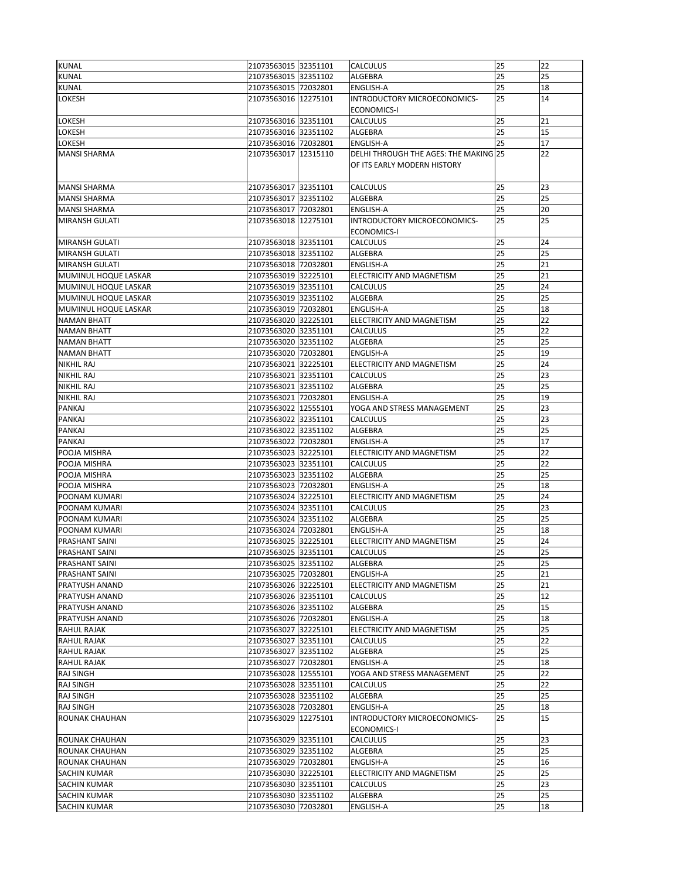| | | | | | |
|---|---|---|---|---|---|
| KUNAL | 21073563015 | 32351101 | CALCULUS | 25 | 22 |
| KUNAL | 21073563015 | 32351102 | ALGEBRA | 25 | 25 |
| KUNAL | 21073563015 | 72032801 | ENGLISH-A | 25 | 18 |
| LOKESH | 21073563016 | 12275101 | INTRODUCTORY MICROECONOMICS-ECONOMICS-I | 25 | 14 |
| LOKESH | 21073563016 | 32351101 | CALCULUS | 25 | 21 |
| LOKESH | 21073563016 | 32351102 | ALGEBRA | 25 | 15 |
| LOKESH | 21073563016 | 72032801 | ENGLISH-A | 25 | 17 |
| MANSI SHARMA | 21073563017 | 12315110 | DELHI THROUGH THE AGES: THE MAKING OF ITS EARLY MODERN HISTORY | 25 | 22 |
| MANSI SHARMA | 21073563017 | 32351101 | CALCULUS | 25 | 23 |
| MANSI SHARMA | 21073563017 | 32351102 | ALGEBRA | 25 | 25 |
| MANSI SHARMA | 21073563017 | 72032801 | ENGLISH-A | 25 | 20 |
| MIRANSH GULATI | 21073563018 | 12275101 | INTRODUCTORY MICROECONOMICS-ECONOMICS-I | 25 | 25 |
| MIRANSH GULATI | 21073563018 | 32351101 | CALCULUS | 25 | 24 |
| MIRANSH GULATI | 21073563018 | 32351102 | ALGEBRA | 25 | 25 |
| MIRANSH GULATI | 21073563018 | 72032801 | ENGLISH-A | 25 | 21 |
| MUMINUL HOQUE LASKAR | 21073563019 | 32225101 | ELECTRICITY AND MAGNETISM | 25 | 21 |
| MUMINUL HOQUE LASKAR | 21073563019 | 32351101 | CALCULUS | 25 | 24 |
| MUMINUL HOQUE LASKAR | 21073563019 | 32351102 | ALGEBRA | 25 | 25 |
| MUMINUL HOQUE LASKAR | 21073563019 | 72032801 | ENGLISH-A | 25 | 18 |
| NAMAN BHATT | 21073563020 | 32225101 | ELECTRICITY AND MAGNETISM | 25 | 22 |
| NAMAN BHATT | 21073563020 | 32351101 | CALCULUS | 25 | 22 |
| NAMAN BHATT | 21073563020 | 32351102 | ALGEBRA | 25 | 25 |
| NAMAN BHATT | 21073563020 | 72032801 | ENGLISH-A | 25 | 19 |
| NIKHIL RAJ | 21073563021 | 32225101 | ELECTRICITY AND MAGNETISM | 25 | 24 |
| NIKHIL RAJ | 21073563021 | 32351101 | CALCULUS | 25 | 23 |
| NIKHIL RAJ | 21073563021 | 32351102 | ALGEBRA | 25 | 25 |
| NIKHIL RAJ | 21073563021 | 72032801 | ENGLISH-A | 25 | 19 |
| PANKAJ | 21073563022 | 12555101 | YOGA AND STRESS MANAGEMENT | 25 | 23 |
| PANKAJ | 21073563022 | 32351101 | CALCULUS | 25 | 23 |
| PANKAJ | 21073563022 | 32351102 | ALGEBRA | 25 | 25 |
| PANKAJ | 21073563022 | 72032801 | ENGLISH-A | 25 | 17 |
| POOJA MISHRA | 21073563023 | 32225101 | ELECTRICITY AND MAGNETISM | 25 | 22 |
| POOJA MISHRA | 21073563023 | 32351101 | CALCULUS | 25 | 22 |
| POOJA MISHRA | 21073563023 | 32351102 | ALGEBRA | 25 | 25 |
| POOJA MISHRA | 21073563023 | 72032801 | ENGLISH-A | 25 | 18 |
| POONAM KUMARI | 21073563024 | 32225101 | ELECTRICITY AND MAGNETISM | 25 | 24 |
| POONAM KUMARI | 21073563024 | 32351101 | CALCULUS | 25 | 23 |
| POONAM KUMARI | 21073563024 | 32351102 | ALGEBRA | 25 | 25 |
| POONAM KUMARI | 21073563024 | 72032801 | ENGLISH-A | 25 | 18 |
| PRASHANT SAINI | 21073563025 | 32225101 | ELECTRICITY AND MAGNETISM | 25 | 24 |
| PRASHANT SAINI | 21073563025 | 32351101 | CALCULUS | 25 | 25 |
| PRASHANT SAINI | 21073563025 | 32351102 | ALGEBRA | 25 | 25 |
| PRASHANT SAINI | 21073563025 | 72032801 | ENGLISH-A | 25 | 21 |
| PRATYUSH ANAND | 21073563026 | 32225101 | ELECTRICITY AND MAGNETISM | 25 | 21 |
| PRATYUSH ANAND | 21073563026 | 32351101 | CALCULUS | 25 | 12 |
| PRATYUSH ANAND | 21073563026 | 32351102 | ALGEBRA | 25 | 15 |
| PRATYUSH ANAND | 21073563026 | 72032801 | ENGLISH-A | 25 | 18 |
| RAHUL RAJAK | 21073563027 | 32225101 | ELECTRICITY AND MAGNETISM | 25 | 25 |
| RAHUL RAJAK | 21073563027 | 32351101 | CALCULUS | 25 | 22 |
| RAHUL RAJAK | 21073563027 | 32351102 | ALGEBRA | 25 | 25 |
| RAHUL RAJAK | 21073563027 | 72032801 | ENGLISH-A | 25 | 18 |
| RAJ SINGH | 21073563028 | 12555101 | YOGA AND STRESS MANAGEMENT | 25 | 22 |
| RAJ SINGH | 21073563028 | 32351101 | CALCULUS | 25 | 22 |
| RAJ SINGH | 21073563028 | 32351102 | ALGEBRA | 25 | 25 |
| RAJ SINGH | 21073563028 | 72032801 | ENGLISH-A | 25 | 18 |
| ROUNAK CHAUHAN | 21073563029 | 12275101 | INTRODUCTORY MICROECONOMICS-ECONOMICS-I | 25 | 15 |
| ROUNAK CHAUHAN | 21073563029 | 32351101 | CALCULUS | 25 | 23 |
| ROUNAK CHAUHAN | 21073563029 | 32351102 | ALGEBRA | 25 | 25 |
| ROUNAK CHAUHAN | 21073563029 | 72032801 | ENGLISH-A | 25 | 16 |
| SACHIN KUMAR | 21073563030 | 32225101 | ELECTRICITY AND MAGNETISM | 25 | 25 |
| SACHIN KUMAR | 21073563030 | 32351101 | CALCULUS | 25 | 23 |
| SACHIN KUMAR | 21073563030 | 32351102 | ALGEBRA | 25 | 25 |
| SACHIN KUMAR | 21073563030 | 72032801 | ENGLISH-A | 25 | 18 |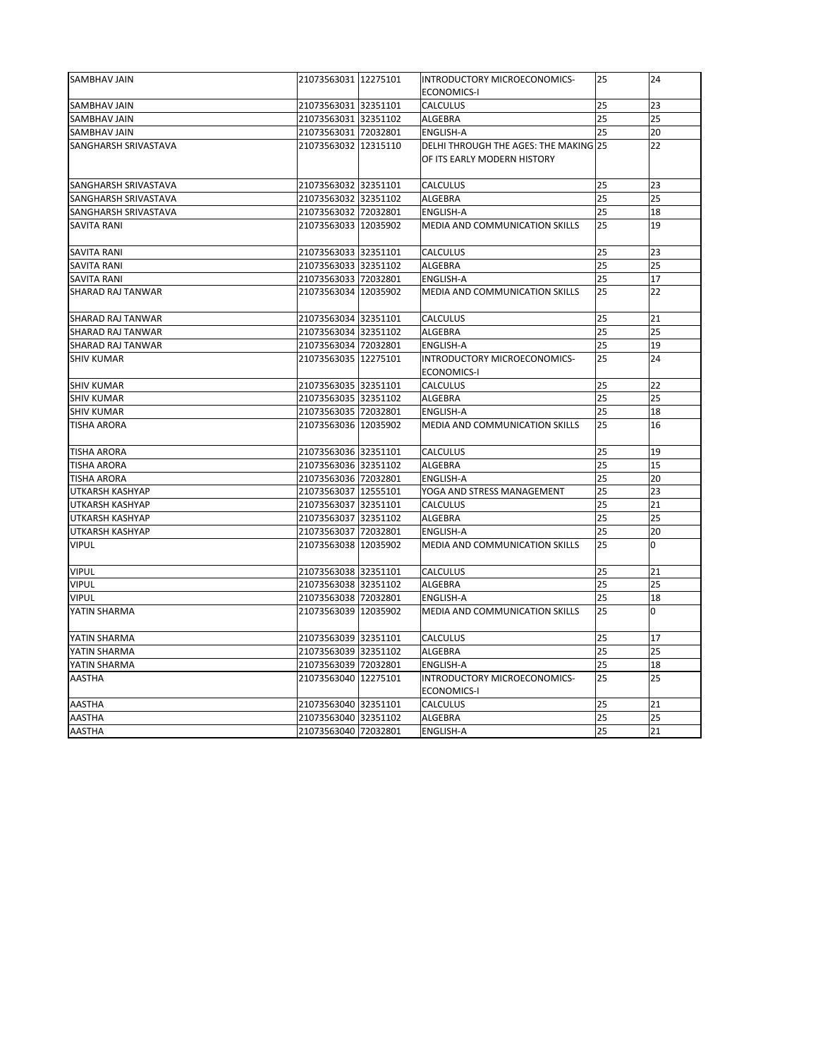| | | | | | |
|---|---|---|---|---|---|
| SAMBHAV JAIN | 21073563031 | 12275101 | INTRODUCTORY MICROECONOMICS-ECONOMICS-I | 25 | 24 |
| SAMBHAV JAIN | 21073563031 | 32351101 | CALCULUS | 25 | 23 |
| SAMBHAV JAIN | 21073563031 | 32351102 | ALGEBRA | 25 | 25 |
| SAMBHAV JAIN | 21073563031 | 72032801 | ENGLISH-A | 25 | 20 |
| SANGHARSH SRIVASTAVA | 21073563032 | 12315110 | DELHI THROUGH THE AGES: THE MAKING OF ITS EARLY MODERN HISTORY | 25 | 22 |
| SANGHARSH SRIVASTAVA | 21073563032 | 32351101 | CALCULUS | 25 | 23 |
| SANGHARSH SRIVASTAVA | 21073563032 | 32351102 | ALGEBRA | 25 | 25 |
| SANGHARSH SRIVASTAVA | 21073563032 | 72032801 | ENGLISH-A | 25 | 18 |
| SAVITA RANI | 21073563033 | 12035902 | MEDIA AND COMMUNICATION SKILLS | 25 | 19 |
| SAVITA RANI | 21073563033 | 32351101 | CALCULUS | 25 | 23 |
| SAVITA RANI | 21073563033 | 32351102 | ALGEBRA | 25 | 25 |
| SAVITA RANI | 21073563033 | 72032801 | ENGLISH-A | 25 | 17 |
| SHARAD RAJ TANWAR | 21073563034 | 12035902 | MEDIA AND COMMUNICATION SKILLS | 25 | 22 |
| SHARAD RAJ TANWAR | 21073563034 | 32351101 | CALCULUS | 25 | 21 |
| SHARAD RAJ TANWAR | 21073563034 | 32351102 | ALGEBRA | 25 | 25 |
| SHARAD RAJ TANWAR | 21073563034 | 72032801 | ENGLISH-A | 25 | 19 |
| SHIV KUMAR | 21073563035 | 12275101 | INTRODUCTORY MICROECONOMICS-ECONOMICS-I | 25 | 24 |
| SHIV KUMAR | 21073563035 | 32351101 | CALCULUS | 25 | 22 |
| SHIV KUMAR | 21073563035 | 32351102 | ALGEBRA | 25 | 25 |
| SHIV KUMAR | 21073563035 | 72032801 | ENGLISH-A | 25 | 18 |
| TISHA ARORA | 21073563036 | 12035902 | MEDIA AND COMMUNICATION SKILLS | 25 | 16 |
| TISHA ARORA | 21073563036 | 32351101 | CALCULUS | 25 | 19 |
| TISHA ARORA | 21073563036 | 32351102 | ALGEBRA | 25 | 15 |
| TISHA ARORA | 21073563036 | 72032801 | ENGLISH-A | 25 | 20 |
| UTKARSH KASHYAP | 21073563037 | 12555101 | YOGA AND STRESS MANAGEMENT | 25 | 23 |
| UTKARSH KASHYAP | 21073563037 | 32351101 | CALCULUS | 25 | 21 |
| UTKARSH KASHYAP | 21073563037 | 32351102 | ALGEBRA | 25 | 25 |
| UTKARSH KASHYAP | 21073563037 | 72032801 | ENGLISH-A | 25 | 20 |
| VIPUL | 21073563038 | 12035902 | MEDIA AND COMMUNICATION SKILLS | 25 | 0 |
| VIPUL | 21073563038 | 32351101 | CALCULUS | 25 | 21 |
| VIPUL | 21073563038 | 32351102 | ALGEBRA | 25 | 25 |
| VIPUL | 21073563038 | 72032801 | ENGLISH-A | 25 | 18 |
| YATIN SHARMA | 21073563039 | 12035902 | MEDIA AND COMMUNICATION SKILLS | 25 | 0 |
| YATIN SHARMA | 21073563039 | 32351101 | CALCULUS | 25 | 17 |
| YATIN SHARMA | 21073563039 | 32351102 | ALGEBRA | 25 | 25 |
| YATIN SHARMA | 21073563039 | 72032801 | ENGLISH-A | 25 | 18 |
| AASTHA | 21073563040 | 12275101 | INTRODUCTORY MICROECONOMICS-ECONOMICS-I | 25 | 25 |
| AASTHA | 21073563040 | 32351101 | CALCULUS | 25 | 21 |
| AASTHA | 21073563040 | 32351102 | ALGEBRA | 25 | 25 |
| AASTHA | 21073563040 | 72032801 | ENGLISH-A | 25 | 21 |